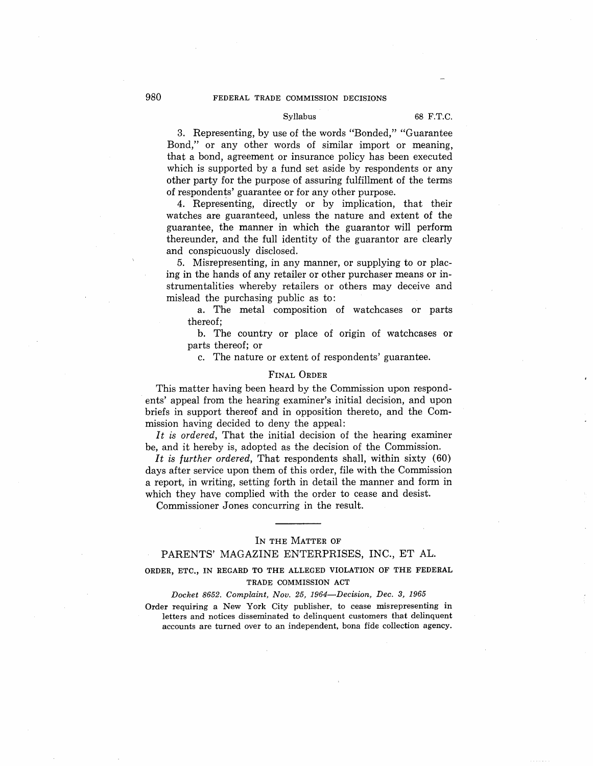3. Representing, by use of the words "Bonded," "Guarantee Bond," or any other words of similar import or meaning, that a bond, agreement or insurance policy has been executed which is supported by a fund set aside by respondents or any other party for the purpose of assuring fulfillment of the terms of respondents' guarantee or for any other purpose.

4. Representing, directly or by implication, that their watches are guaranteed, unless the nature and extent of the guarantee, the manner in which the guarantor will perform thereunder, and the full identity of the guarantor are clearly and conspicuously disclosed.

5. Misrepresenting, in any manner, or supplying to or placing in the hands of any retailer or other purchaser means or instrumentalities whereby retailers or others may deceive and mislead the purchasing public as to:

a. The metal composition of watchcases or parts thereof;

b. The country or place of origin of watchcases or parts thereof; or

c. The nature or extent of respondents' guarantee.

## FINAL ORDER

This matter having been heard by the Commission upon respondents' appeal from the hearing examiner's initial decision, and upon briefs in support thereof and in opposition thereto, and the Commission having decided to deny the appeal:

*It is ordered*, That the initial decision of the hearing examiner be, and it hereby is, adopted as the decision of the Commission.

*It is further ordered*, That respondents shall, within sixty (60) days after service upon them of this order, file with the Commission a report, in writing, setting forth in detail the manner and form in which they have complied with the order to cease and desist.

Commissioner Jones concurring in the result.

---

# IN THE MATTER OF

# PARENTS' MAGAZINE ENTERPRISES, INC., ET AL.

### ORDER, ETC., IN REGARD TO THE ALLEGED VIOLATION OF THE FEDERAL TRADE COMMISSION ACT

*Docket 8652. Complaint, Nov. 25, 1964—Decision, Dec. 3, 1965*

Order requiring a New York City publisher, to cease misrepresenting in letters and notices disseminated to delinquent customers that delinquent accounts are turned over to an independent, bona fide collection agency.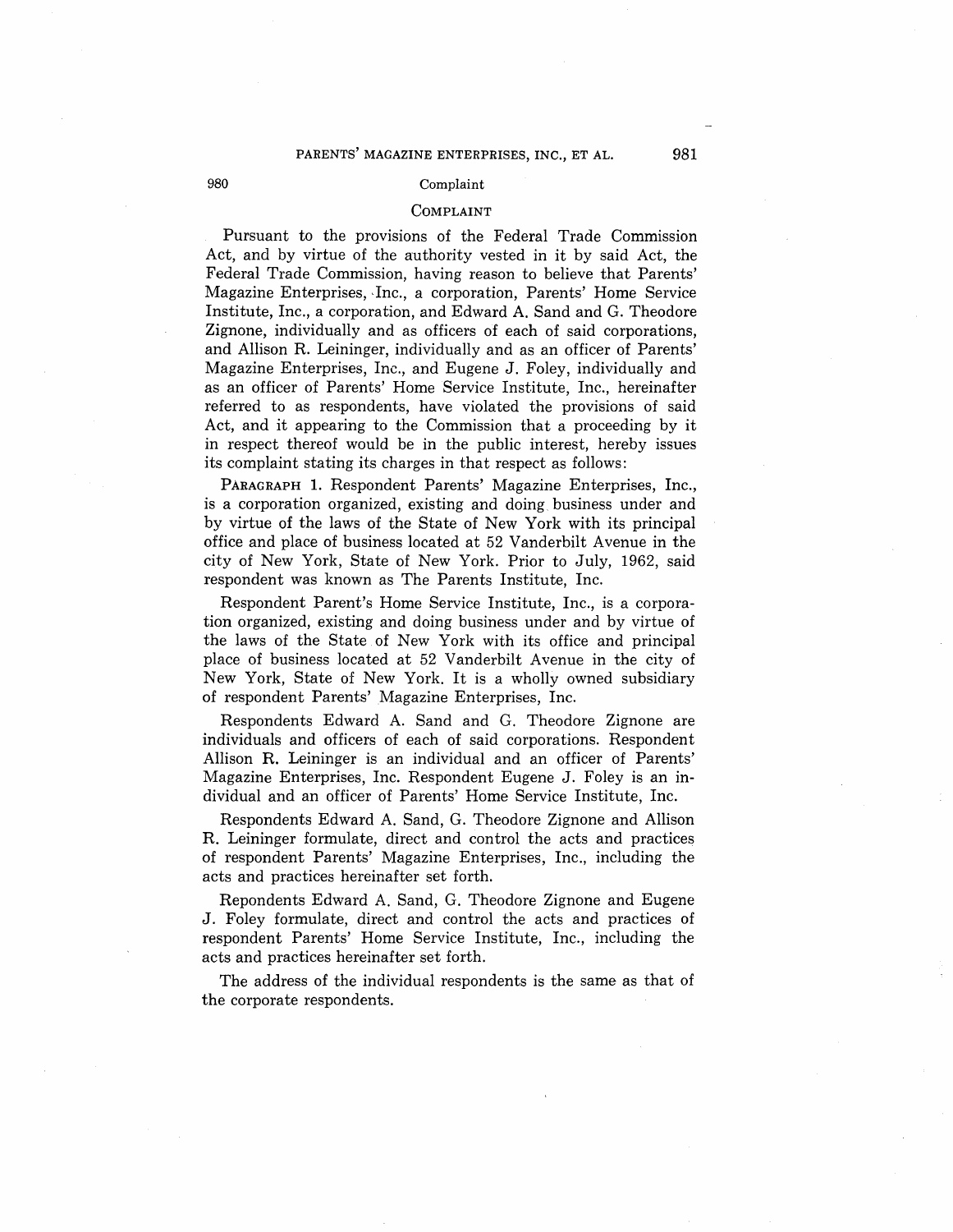## COMPLAINT

Pursuant to the provisions of the Federal Trade Commission Act, and by virtue of the authority vested in it by said Act, the Federal Trade Commission, having reason to believe that Parents' Magazine Enterprises, Inc., a corporation, Parents' Home Service Institute, Inc., a corporation, and Edward A. Sand and G. Theodore Zignone, individually and as officers of each of said corporations, and Allison R. Leininger, individually and as an officer of Parents' Magazine Enterprises, Inc., and Eugene J. Foley, individually and as an officer of Parents' Home Service Institute, Inc., hereinafter referred to as respondents, have violated the provisions of said Act, and it appearing to the Commission that a proceeding by it in respect thereof would be in the public interest, hereby issues its complaint stating its charges in that respect as follows:

PARAGRAPH 1. Respondent Parents' Magazine Enterprises, Inc., is a corporation organized, existing and doing business under and by virtue of the laws of the State of New York with its principal office and place of business located at 52 Vanderbilt Avenue in the city of New York, State of New York. Prior to July, 1962, said respondent was known as The Parents Institute, Inc.

Respondent Parent's Home Service Institute, Inc., is a corporation organized, existing and doing business under and by virtue of the laws of the State of New York with its office and principal place of business located at 52 Vanderbilt Avenue in the city of New York, State of New York. It is a wholly owned subsidiary of respondent Parents' Magazine Enterprises, Inc.

Respondents Edward A. Sand and G. Theodore Zignone are individuals and officers of each of said corporations. Respondent Allison R. Leininger is an individual and an officer of Parents' Magazine Enterprises, Inc. Respondent Eugene J. Foley is an individual and an officer of Parents' Home Service Institute, Inc.

Respondents Edward A. Sand, G. Theodore Zignone and Allison R. Leininger formulate, direct and control the acts and practices of respondent Parents' Magazine Enterprises, Inc., including the acts and practices hereinafter set forth.

Repondents Edward A. Sand, G. Theodore Zignone and Eugene J. Foley formulate, direct and control the acts and practices of respondent Parents' Home Service Institute, Inc., including the acts and practices hereinafter set forth.

The address of the individual respondents is the same as that of the corporate respondents.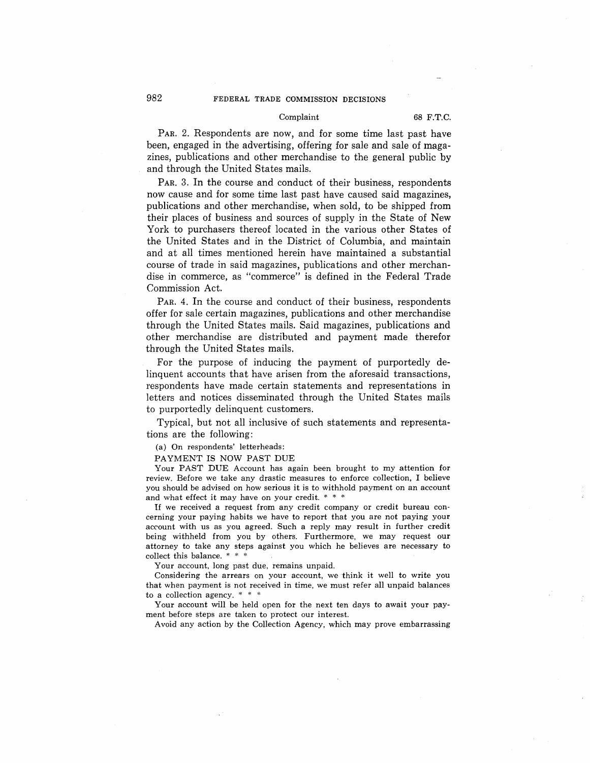PAR. 2. Respondents are now, and for some time last past have been, engaged in the advertising, offering for sale and sale of magazines, publications and other merchandise to the general public by and through the United States mails.

PAR. 3. In the course and conduct of their business, respondents now cause and for some time last past have caused said magazines, publications and other merchandise, when sold, to be shipped from their places of business and sources of supply in the State of New York to purchasers thereof located in the various other States of the United States and in the District of Columbia, and maintain and at all times mentioned herein have maintained a substantial course of trade in said magazines, publications and other merchandise in commerce, as "commerce" is defined in the Federal Trade Commission Act.

PAR. 4. In the course and conduct of their business, respondents offer for sale certain magazines, publications and other merchandise through the United States mails. Said magazines, publications and other merchandise are distributed and payment made therefor through the United States mails.

For the purpose of inducing the payment of purportedly delinquent accounts that have arisen from the aforesaid transactions, respondents have made certain statements and representations in letters and notices disseminated through the United States mails to purportedly delinquent customers.

Typical, but not all inclusive of such statements and representations are the following:

(a) On respondents' letterheads:

PAYMENT IS NOW PAST DUE

Your PAST DUE Account has again been brought to my attention for review. Before we take any drastic measures to enforce collection, I believe you should be advised on how serious it is to withhold payment on an account and what effect it may have on your credit. * * *

If we received a request from any credit company or credit bureau concerning your paying habits we have to report that you are not paying your account with us as you agreed. Such a reply may result in further credit being withheld from you by others. Furthermore, we may request our attorney to take any steps against you which he believes are necessary to collect this balance. * * *

Your account, long past due, remains unpaid.

Considering the arrears on your account, we think it well to write you that when payment is not received in time, we must refer all unpaid balances to a collection agency. * * *

Your account will be held open for the next ten days to await your payment before steps are taken to protect our interest.

Avoid any action by the Collection Agency, which may prove embarrassing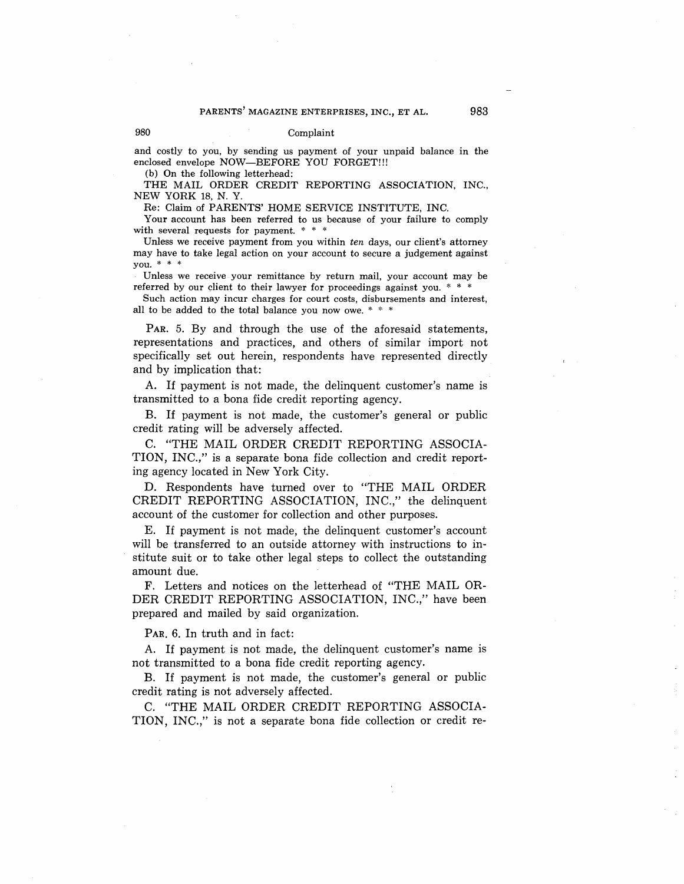and costly to you, by sending us payment of your unpaid balance in the enclosed envelope NOW—BEFORE YOU FORGET!!!

(b) On the following letterhead:

THE MAIL ORDER CREDIT REPORTING ASSOCIATION, INC., NEW YORK 18, N. Y.

Re: Claim of PARENTS' HOME SERVICE INSTITUTE, INC.

Your account has been referred to us because of your failure to comply with several requests for payment. * * *

Unless we receive payment from you within *ten* days, our client's attorney may have to take legal action on your account to secure a judgement against you. * * *

Unless we receive your remittance by return mail, your account may be referred by our client to their lawyer for proceedings against you. * * *

Such action may incur charges for court costs, disbursements and interest, all to be added to the total balance you now owe. * * *

PAR. 5. By and through the use of the aforesaid statements, representations and practices, and others of similar import not specifically set out herein, respondents have represented directly and by implication that:

A. If payment is not made, the delinquent customer's name is transmitted to a bona fide credit reporting agency.

B. If payment is not made, the customer's general or public credit rating will be adversely affected.

C. "THE MAIL ORDER CREDIT REPORTING ASSOCIATION, INC.," is a separate bona fide collection and credit reporting agency located in New York City.

D. Respondents have turned over to "THE MAIL ORDER CREDIT REPORTING ASSOCIATION, INC.," the delinquent account of the customer for collection and other purposes.

E. If payment is not made, the delinquent customer's account will be transferred to an outside attorney with instructions to institute suit or to take other legal steps to collect the outstanding amount due.

F. Letters and notices on the letterhead of "THE MAIL ORDER CREDIT REPORTING ASSOCIATION, INC.," have been prepared and mailed by said organization.

PAR. 6. In truth and in fact:

A. If payment is not made, the delinquent customer's name is not transmitted to a bona fide credit reporting agency.

B. If payment is not made, the customer's general or public credit rating is not adversely affected.

C. "THE MAIL ORDER CREDIT REPORTING ASSOCIATION, INC.," is not a separate bona fide collection or credit re-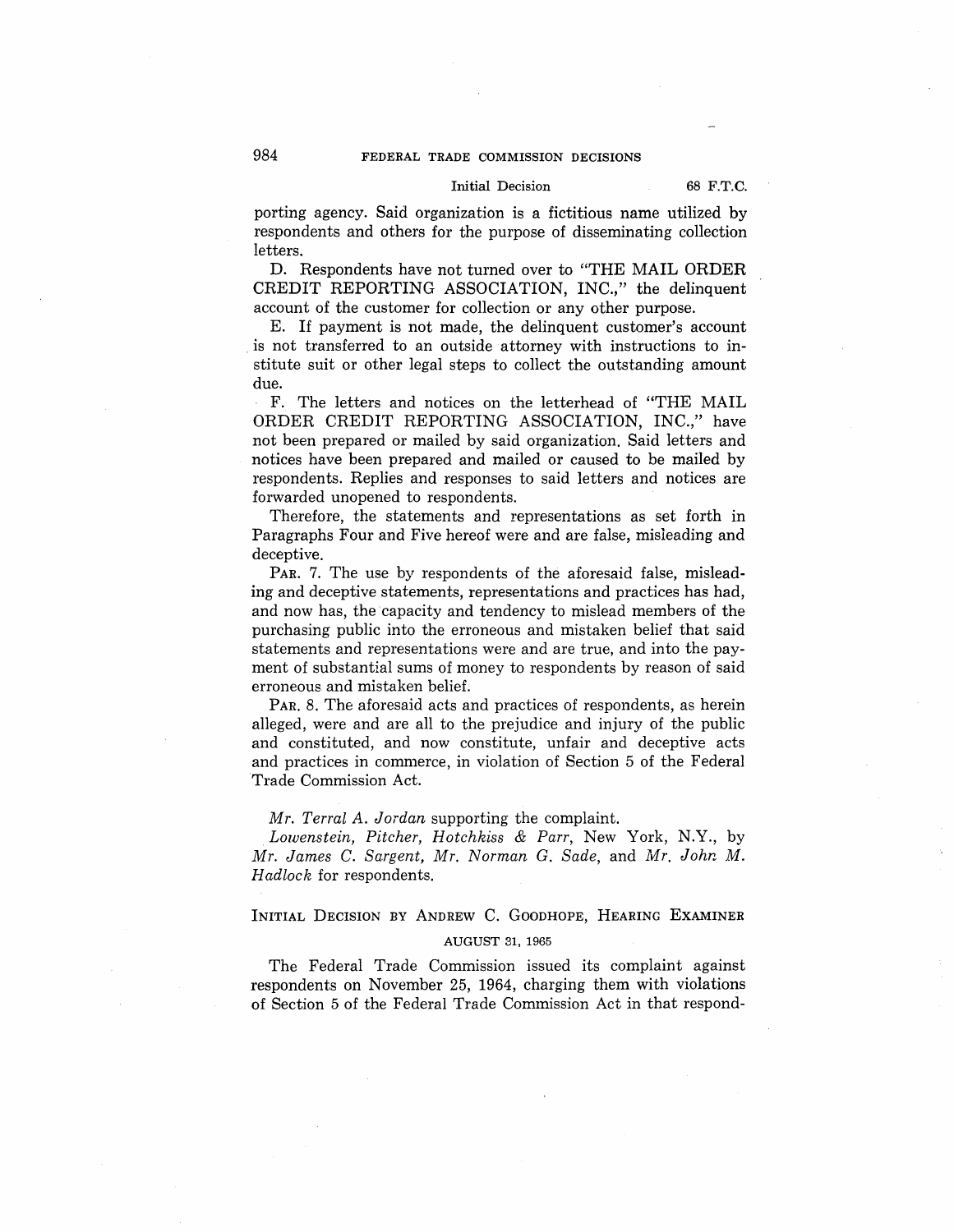porting agency. Said organization is a fictitious name utilized by respondents and others for the purpose of disseminating collection letters.

D. Respondents have not turned over to "THE MAIL ORDER CREDIT REPORTING ASSOCIATION, INC.," the delinquent account of the customer for collection or any other purpose.

E. If payment is not made, the delinquent customer's account is not transferred to an outside attorney with instructions to institute suit or other legal steps to collect the outstanding amount due.

F. The letters and notices on the letterhead of "THE MAIL ORDER CREDIT REPORTING ASSOCIATION, INC.," have not been prepared or mailed by said organization. Said letters and notices have been prepared and mailed or caused to be mailed by respondents. Replies and responses to said letters and notices are forwarded unopened to respondents.

Therefore, the statements and representations as set forth in Paragraphs Four and Five hereof were and are false, misleading and deceptive.

PAR. 7. The use by respondents of the aforesaid false, misleading and deceptive statements, representations and practices has had, and now has, the capacity and tendency to mislead members of the purchasing public into the erroneous and mistaken belief that said statements and representations were and are true, and into the payment of substantial sums of money to respondents by reason of said erroneous and mistaken belief.

PAR. 8. The aforesaid acts and practices of respondents, as herein alleged, were and are all to the prejudice and injury of the public and constituted, and now constitute, unfair and deceptive acts and practices in commerce, in violation of Section 5 of the Federal Trade Commission Act.

*Mr. Terral A. Jordan* supporting the complaint.

*Lowenstein, Pitcher, Hotchkiss & Parr*, New York, N.Y., by *Mr. James C. Sargent, Mr. Norman G. Sade*, and *Mr. John M. Hadlock* for respondents.

## INITIAL DECISION BY ANDREW C. GOODHOPE, HEARING EXAMINER

AUGUST 31, 1965

The Federal Trade Commission issued its complaint against respondents on November 25, 1964, charging them with violations of Section 5 of the Federal Trade Commission Act in that respond-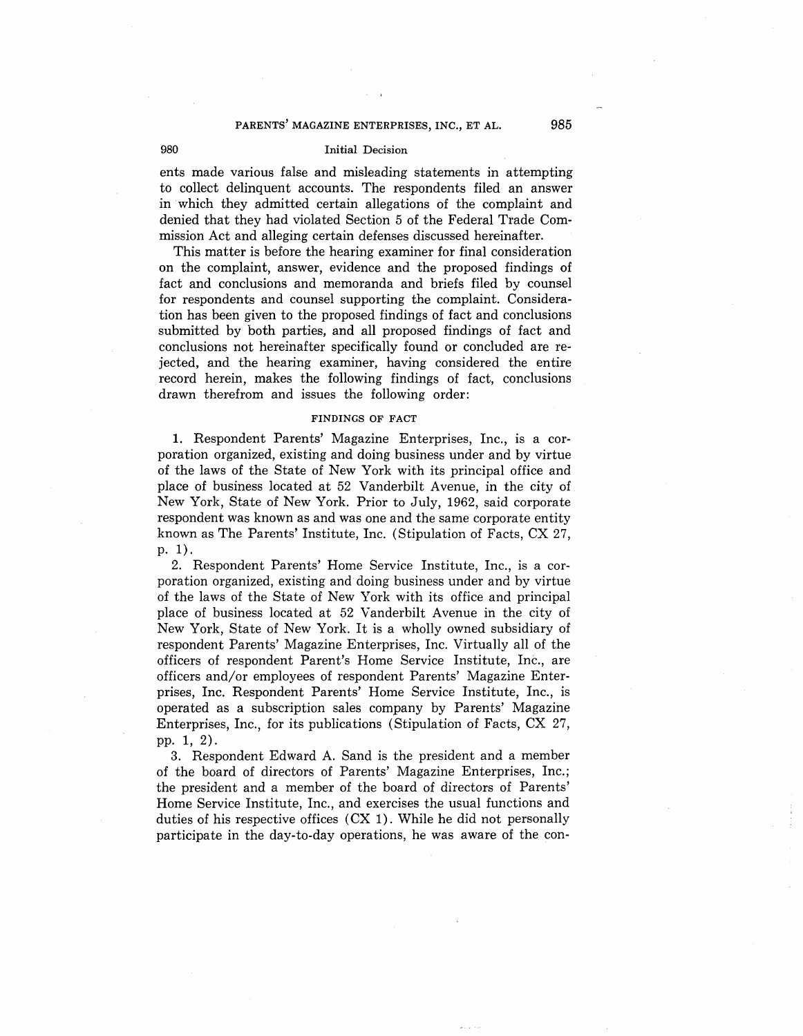ents made various false and misleading statements in attempting to collect delinquent accounts. The respondents filed an answer in which they admitted certain allegations of the complaint and denied that they had violated Section 5 of the Federal Trade Commission Act and alleging certain defenses discussed hereinafter.

This matter is before the hearing examiner for final consideration on the complaint, answer, evidence and the proposed findings of fact and conclusions and memoranda and briefs filed by counsel for respondents and counsel supporting the complaint. Consideration has been given to the proposed findings of fact and conclusions submitted by both parties, and all proposed findings of fact and conclusions not hereinafter specifically found or concluded are rejected, and the hearing examiner, having considered the entire record herein, makes the following findings of fact, conclusions drawn therefrom and issues the following order:

## FINDINGS OF FACT

1. Respondent Parents' Magazine Enterprises, Inc., is a corporation organized, existing and doing business under and by virtue of the laws of the State of New York with its principal office and place of business located at 52 Vanderbilt Avenue, in the city of New York, State of New York. Prior to July, 1962, said corporate respondent was known as and was one and the same corporate entity known as The Parents' Institute, Inc. (Stipulation of Facts, CX 27, p. 1).

2. Respondent Parents' Home Service Institute, Inc., is a corporation organized, existing and doing business under and by virtue of the laws of the State of New York with its office and principal place of business located at 52 Vanderbilt Avenue in the city of New York, State of New York. It is a wholly owned subsidiary of respondent Parents' Magazine Enterprises, Inc. Virtually all of the officers of respondent Parent's Home Service Institute, Inc., are officers and/or employees of respondent Parents' Magazine Enterprises, Inc. Respondent Parents' Home Service Institute, Inc., is operated as a subscription sales company by Parents' Magazine Enterprises, Inc., for its publications (Stipulation of Facts, CX 27, pp. 1, 2).

3. Respondent Edward A. Sand is the president and a member of the board of directors of Parents' Magazine Enterprises, Inc.; the president and a member of the board of directors of Parents' Home Service Institute, Inc., and exercises the usual functions and duties of his respective offices (CX 1). While he did not personally participate in the day-to-day operations, he was aware of the con-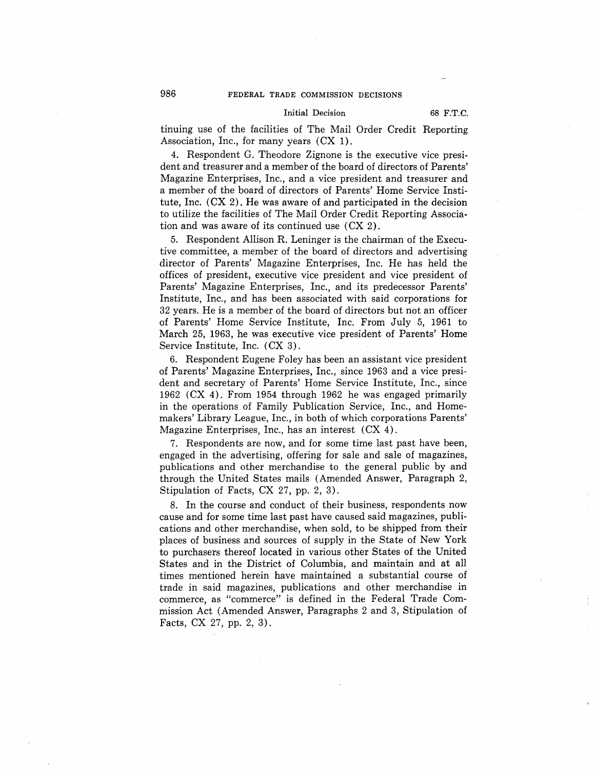tinuing use of the facilities of The Mail Order Credit Reporting Association, Inc., for many years (CX 1).

4. Respondent G. Theodore Zignone is the executive vice president and treasurer and a member of the board of directors of Parents' Magazine Enterprises, Inc., and a vice president and treasurer and a member of the board of directors of Parents' Home Service Institute, Inc. (CX 2). He was aware of and participated in the decision to utilize the facilities of The Mail Order Credit Reporting Association and was aware of its continued use (CX 2).

5. Respondent Allison R. Leninger is the chairman of the Executive committee, a member of the board of directors and advertising director of Parents' Magazine Enterprises, Inc. He has held the offices of president, executive vice president and vice president of Parents' Magazine Enterprises, Inc., and its predecessor Parents' Institute, Inc., and has been associated with said corporations for 32 years. He is a member of the board of directors but not an officer of Parents' Home Service Institute, Inc. From July 5, 1961 to March 25, 1963, he was executive vice president of Parents' Home Service Institute, Inc. (CX 3).

6. Respondent Eugene Foley has been an assistant vice president of Parents' Magazine Enterprises, Inc., since 1963 and a vice president and secretary of Parents' Home Service Institute, Inc., since 1962 (CX 4). From 1954 through 1962 he was engaged primarily in the operations of Family Publication Service, Inc., and Homemakers' Library League, Inc., in both of which corporations Parents' Magazine Enterprises, Inc., has an interest (CX 4).

7. Respondents are now, and for some time last past have been, engaged in the advertising, offering for sale and sale of magazines, publications and other merchandise to the general public by and through the United States mails (Amended Answer, Paragraph 2, Stipulation of Facts, CX 27, pp. 2, 3).

8. In the course and conduct of their business, respondents now cause and for some time last past have caused said magazines, publications and other merchandise, when sold, to be shipped from their places of business and sources of supply in the State of New York to purchasers thereof located in various other States of the United States and in the District of Columbia, and maintain and at all times mentioned herein have maintained a substantial course of trade in said magazines, publications and other merchandise in commerce, as "commerce" is defined in the Federal Trade Commission Act (Amended Answer, Paragraphs 2 and 3, Stipulation of Facts, CX 27, pp. 2, 3).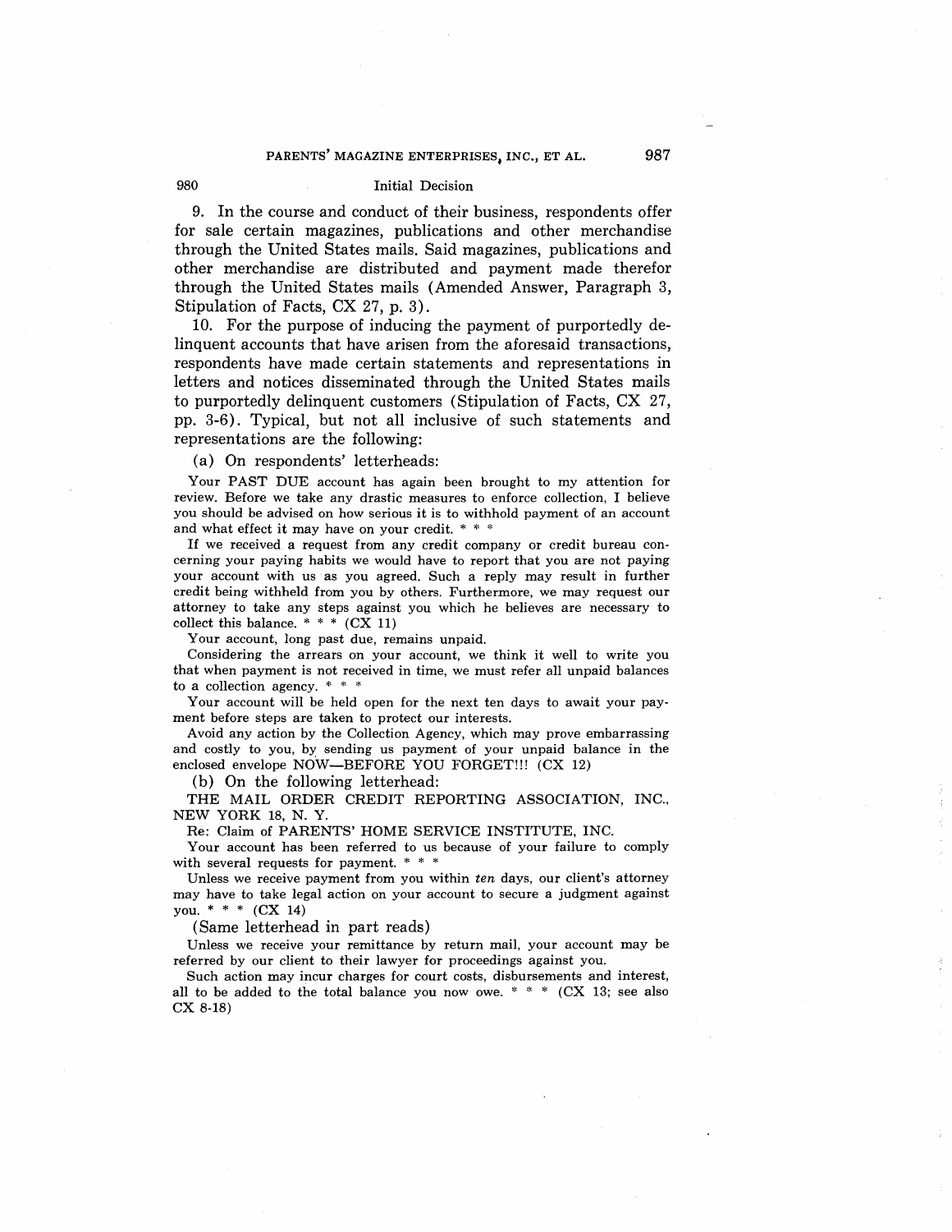9. In the course and conduct of their business, respondents offer for sale certain magazines, publications and other merchandise through the United States mails. Said magazines, publications and other merchandise are distributed and payment made therefor through the United States mails (Amended Answer, Paragraph 3, Stipulation of Facts, CX 27, p. 3).

10. For the purpose of inducing the payment of purportedly delinquent accounts that have arisen from the aforesaid transactions, respondents have made certain statements and representations in letters and notices disseminated through the United States mails to purportedly delinquent customers (Stipulation of Facts, CX 27, pp. 3-6). Typical, but not all inclusive of such statements and representations are the following:

(a) On respondents' letterheads:

> Your PAST DUE account has again been brought to my attention for review. Before we take any drastic measures to enforce collection, I believe you should be advised on how serious it is to withhold payment of an account and what effect it may have on your credit. * * *
>
> If we received a request from any credit company or credit bureau concerning your paying habits we would have to report that you are not paying your account with us as you agreed. Such a reply may result in further credit being withheld from you by others. Furthermore, we may request our attorney to take any steps against you which he believes are necessary to collect this balance. * * * (CX 11)
>
> Your account, long past due, remains unpaid.
>
> Considering the arrears on your account, we think it well to write you that when payment is not received in time, we must refer all unpaid balances to a collection agency. * * *
>
> Your account will be held open for the next ten days to await your payment before steps are taken to protect our interests.
>
> Avoid any action by the Collection Agency, which may prove embarrassing and costly to you, by sending us payment of your unpaid balance in the enclosed envelope NOW—BEFORE YOU FORGET!!! (CX 12)

(b) On the following letterhead:

> THE MAIL ORDER CREDIT REPORTING ASSOCIATION, INC., NEW YORK 18, N. Y.
>
> Re: Claim of PARENTS' HOME SERVICE INSTITUTE, INC.
>
> Your account has been referred to us because of your failure to comply with several requests for payment. * * *
>
> Unless we receive payment from you within *ten* days, our client's attorney may have to take legal action on your account to secure a judgment against you. * * * (CX 14)

(Same letterhead in part reads)

> Unless we receive your remittance by return mail, your account may be referred by our client to their lawyer for proceedings against you.
>
> Such action may incur charges for court costs, disbursements and interest, all to be added to the total balance you now owe. * * * (CX 13; see also CX 8-18)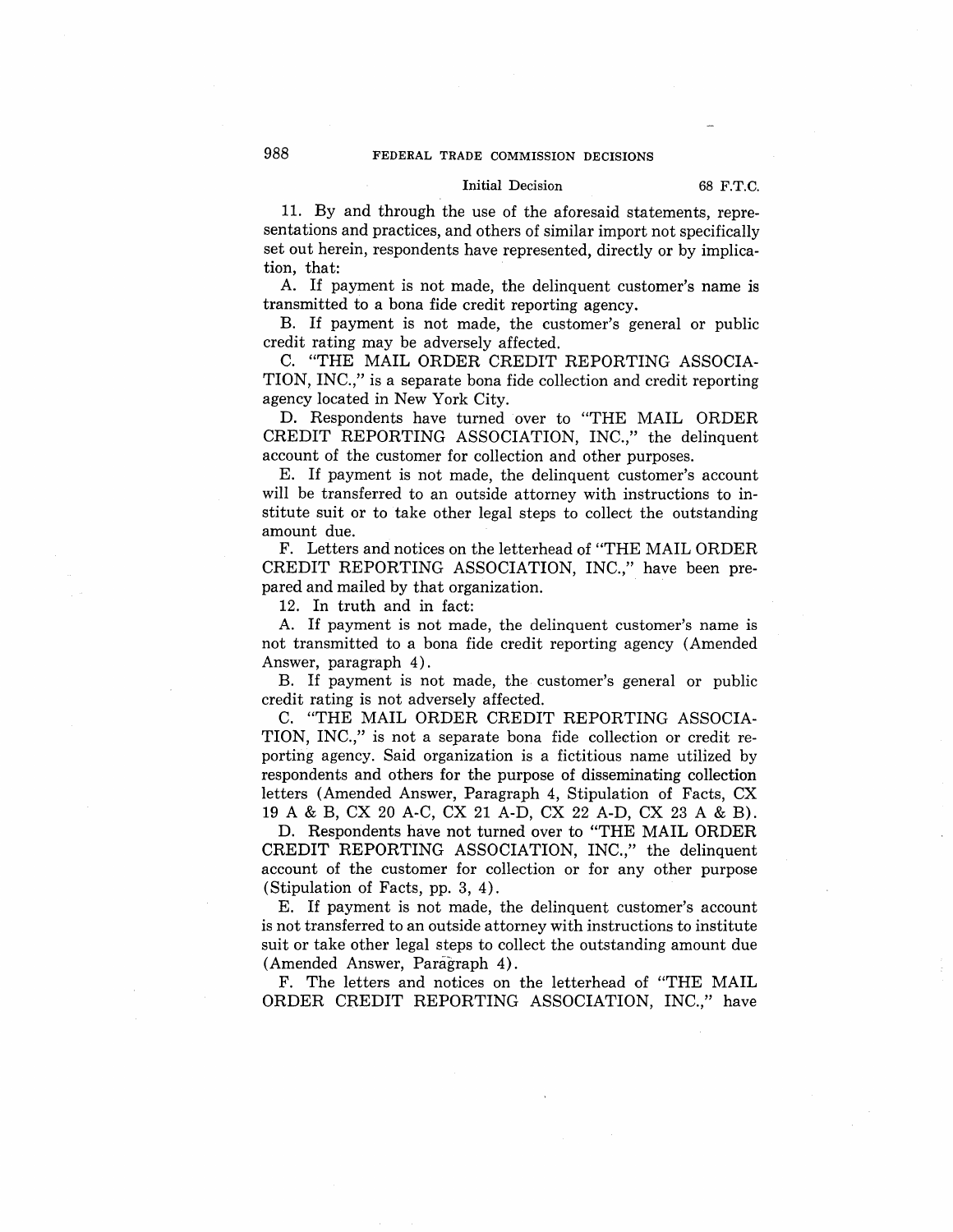11. By and through the use of the aforesaid statements, representations and practices, and others of similar import not specifically set out herein, respondents have represented, directly or by implication, that:

A. If payment is not made, the delinquent customer's name is transmitted to a bona fide credit reporting agency.

B. If payment is not made, the customer's general or public credit rating may be adversely affected.

C. "THE MAIL ORDER CREDIT REPORTING ASSOCIATION, INC.," is a separate bona fide collection and credit reporting agency located in New York City.

D. Respondents have turned over to "THE MAIL ORDER CREDIT REPORTING ASSOCIATION, INC.," the delinquent account of the customer for collection and other purposes.

E. If payment is not made, the delinquent customer's account will be transferred to an outside attorney with instructions to institute suit or to take other legal steps to collect the outstanding amount due.

F. Letters and notices on the letterhead of "THE MAIL ORDER CREDIT REPORTING ASSOCIATION, INC.," have been prepared and mailed by that organization.

12. In truth and in fact:

A. If payment is not made, the delinquent customer's name is not transmitted to a bona fide credit reporting agency (Amended Answer, paragraph 4).

B. If payment is not made, the customer's general or public credit rating is not adversely affected.

C. "THE MAIL ORDER CREDIT REPORTING ASSOCIATION, INC.," is not a separate bona fide collection or credit reporting agency. Said organization is a fictitious name utilized by respondents and others for the purpose of disseminating collection letters (Amended Answer, Paragraph 4, Stipulation of Facts, CX 19 A & B, CX 20 A-C, CX 21 A-D, CX 22 A-D, CX 23 A & B).

D. Respondents have not turned over to "THE MAIL ORDER CREDIT REPORTING ASSOCIATION, INC.," the delinquent account of the customer for collection or for any other purpose (Stipulation of Facts, pp. 3, 4).

E. If payment is not made, the delinquent customer's account is not transferred to an outside attorney with instructions to institute suit or take other legal steps to collect the outstanding amount due (Amended Answer, Paragraph 4).

F. The letters and notices on the letterhead of "THE MAIL ORDER CREDIT REPORTING ASSOCIATION, INC.," have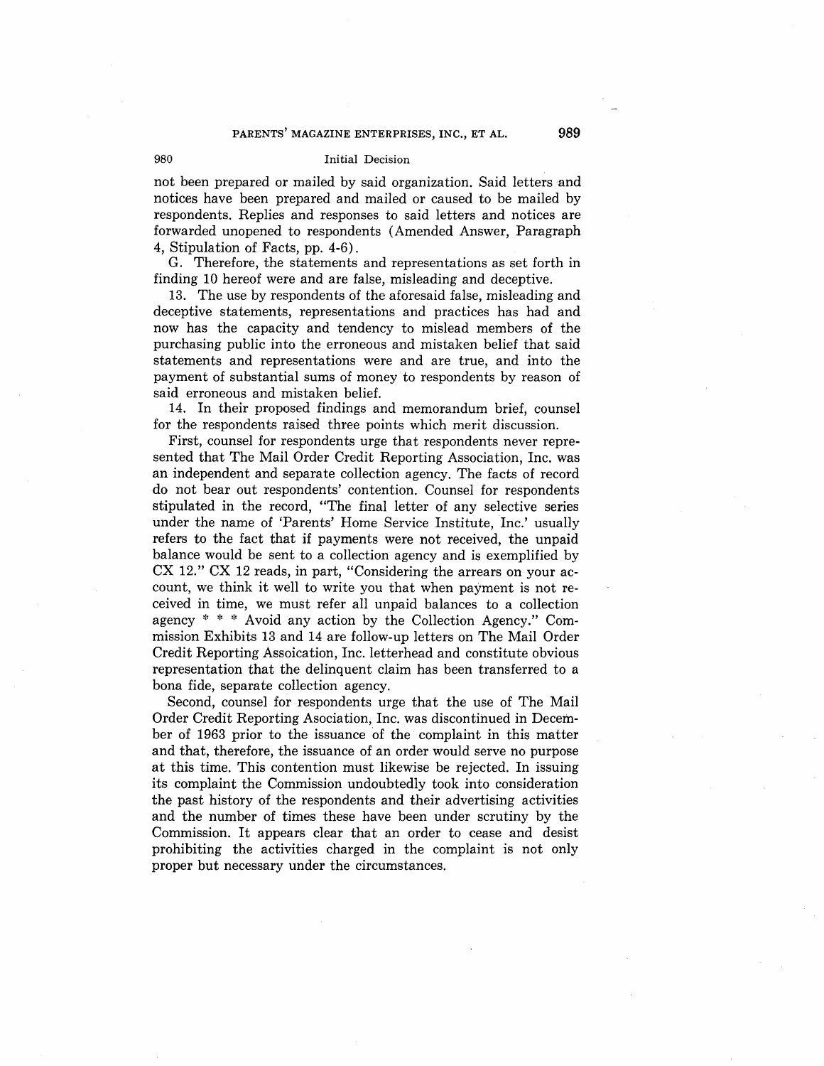not been prepared or mailed by said organization. Said letters and notices have been prepared and mailed or caused to be mailed by respondents. Replies and responses to said letters and notices are forwarded unopened to respondents (Amended Answer, Paragraph 4, Stipulation of Facts, pp. 4-6).

G. Therefore, the statements and representations as set forth in finding 10 hereof were and are false, misleading and deceptive.

13. The use by respondents of the aforesaid false, misleading and deceptive statements, representations and practices has had and now has the capacity and tendency to mislead members of the purchasing public into the erroneous and mistaken belief that said statements and representations were and are true, and into the payment of substantial sums of money to respondents by reason of said erroneous and mistaken belief.

14. In their proposed findings and memorandum brief, counsel for the respondents raised three points which merit discussion.

First, counsel for respondents urge that respondents never represented that The Mail Order Credit Reporting Association, Inc. was an independent and separate collection agency. The facts of record do not bear out respondents' contention. Counsel for respondents stipulated in the record, "The final letter of any selective series under the name of 'Parents' Home Service Institute, Inc.' usually refers to the fact that if payments were not received, the unpaid balance would be sent to a collection agency and is exemplified by CX 12." CX 12 reads, in part, "Considering the arrears on your account, we think it well to write you that when payment is not received in time, we must refer all unpaid balances to a collection agency * * * Avoid any action by the Collection Agency." Commission Exhibits 13 and 14 are follow-up letters on The Mail Order Credit Reporting Assoication, Inc. letterhead and constitute obvious representation that the delinquent claim has been transferred to a bona fide, separate collection agency.

Second, counsel for respondents urge that the use of The Mail Order Credit Reporting Asociation, Inc. was discontinued in December of 1963 prior to the issuance of the complaint in this matter and that, therefore, the issuance of an order would serve no purpose at this time. This contention must likewise be rejected. In issuing its complaint the Commission undoubtedly took into consideration the past history of the respondents and their advertising activities and the number of times these have been under scrutiny by the Commission. It appears clear that an order to cease and desist prohibiting the activities charged in the complaint is not only proper but necessary under the circumstances.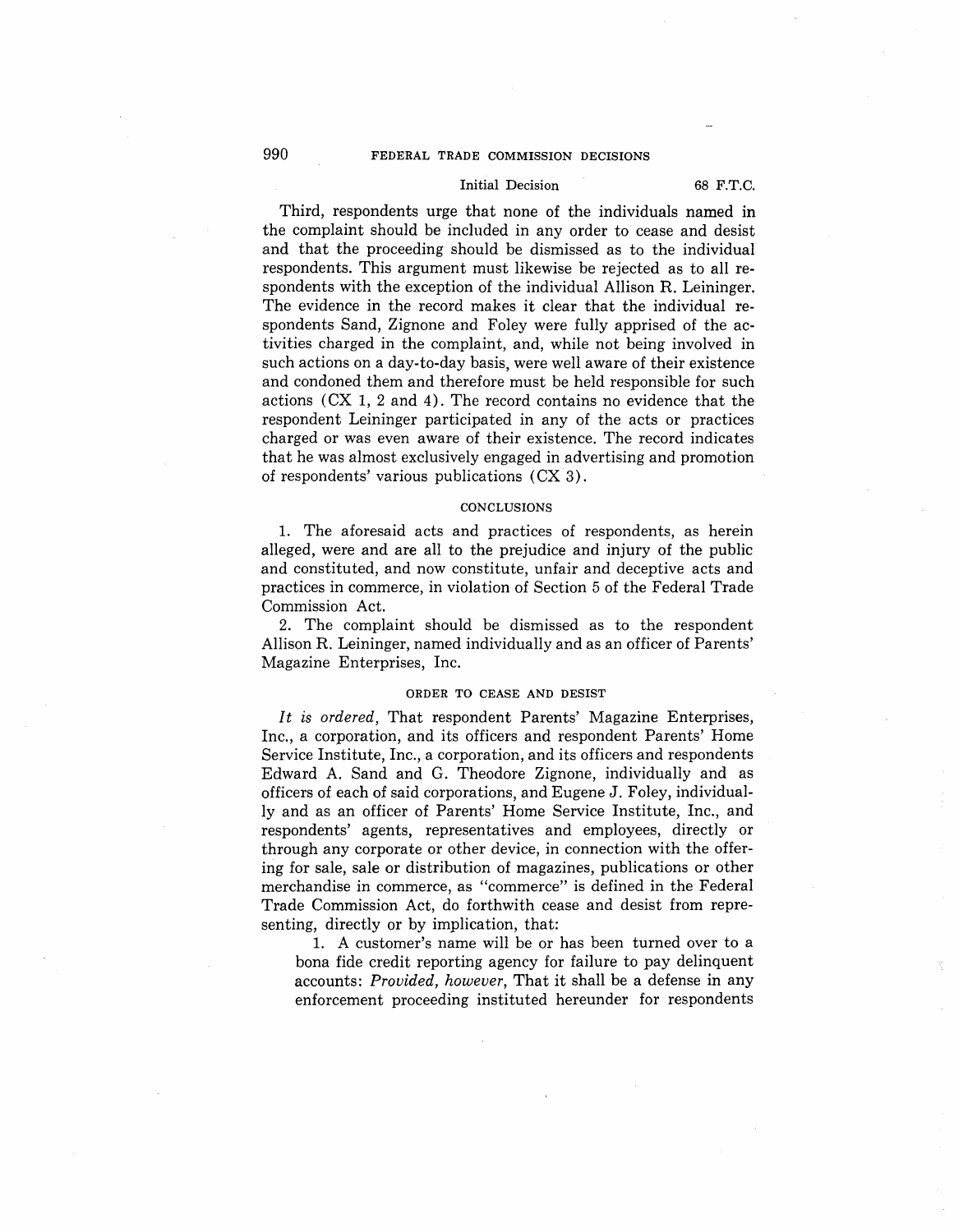Third, respondents urge that none of the individuals named in the complaint should be included in any order to cease and desist and that the proceeding should be dismissed as to the individual respondents. This argument must likewise be rejected as to all respondents with the exception of the individual Allison R. Leininger. The evidence in the record makes it clear that the individual respondents Sand, Zignone and Foley were fully apprised of the activities charged in the complaint, and, while not being involved in such actions on a day-to-day basis, were well aware of their existence and condoned them and therefore must be held responsible for such actions (CX 1, 2 and 4). The record contains no evidence that the respondent Leininger participated in any of the acts or practices charged or was even aware of their existence. The record indicates that he was almost exclusively engaged in advertising and promotion of respondents' various publications (CX 3).

## CONCLUSIONS

1. The aforesaid acts and practices of respondents, as herein alleged, were and are all to the prejudice and injury of the public and constituted, and now constitute, unfair and deceptive acts and practices in commerce, in violation of Section 5 of the Federal Trade Commission Act.

2. The complaint should be dismissed as to the respondent Allison R. Leininger, named individually and as an officer of Parents' Magazine Enterprises, Inc.

## ORDER TO CEASE AND DESIST

*It is ordered,* That respondent Parents' Magazine Enterprises, Inc., a corporation, and its officers and respondent Parents' Home Service Institute, Inc., a corporation, and its officers and respondents Edward A. Sand and G. Theodore Zignone, individually and as officers of each of said corporations, and Eugene J. Foley, individually and as an officer of Parents' Home Service Institute, Inc., and respondents' agents, representatives and employees, directly or through any corporate or other device, in connection with the offering for sale, sale or distribution of magazines, publications or other merchandise in commerce, as "commerce" is defined in the Federal Trade Commission Act, do forthwith cease and desist from representing, directly or by implication, that:

1. A customer's name will be or has been turned over to a bona fide credit reporting agency for failure to pay delinquent accounts: *Provided, however,* That it shall be a defense in any enforcement proceeding instituted hereunder for respondents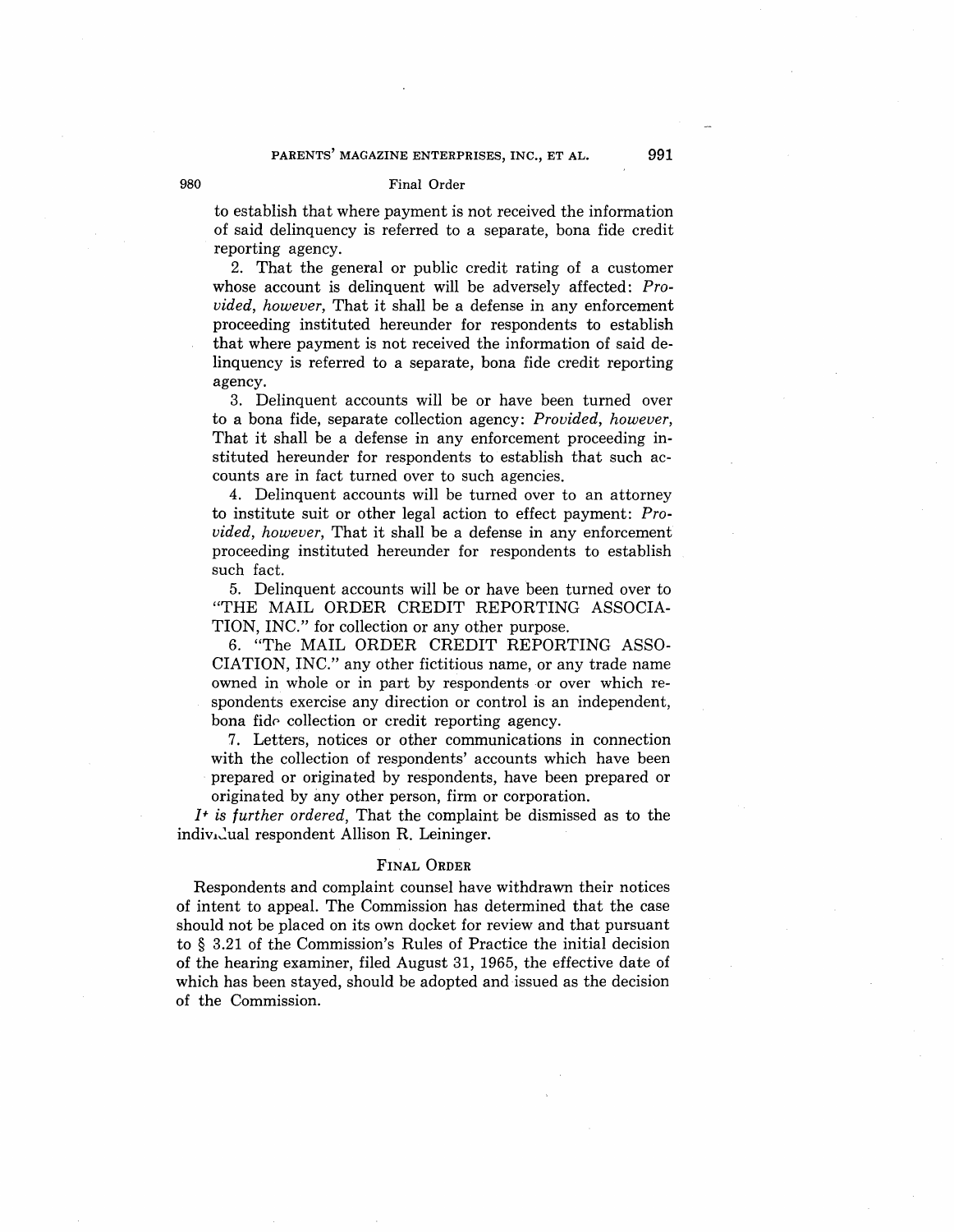to establish that where payment is not received the information of said delinquency is referred to a separate, bona fide credit reporting agency.

2. That the general or public credit rating of a customer whose account is delinquent will be adversely affected: *Provided, however,* That it shall be a defense in any enforcement proceeding instituted hereunder for respondents to establish that where payment is not received the information of said delinquency is referred to a separate, bona fide credit reporting agency.

3. Delinquent accounts will be or have been turned over to a bona fide, separate collection agency: *Provided, however,* That it shall be a defense in any enforcement proceeding instituted hereunder for respondents to establish that such accounts are in fact turned over to such agencies.

4. Delinquent accounts will be turned over to an attorney to institute suit or other legal action to effect payment: *Provided, however,* That it shall be a defense in any enforcement proceeding instituted hereunder for respondents to establish such fact.

5. Delinquent accounts will be or have been turned over to "THE MAIL ORDER CREDIT REPORTING ASSOCIATION, INC." for collection or any other purpose.

6. "The MAIL ORDER CREDIT REPORTING ASSOCIATION, INC." any other fictitious name, or any trade name owned in whole or in part by respondents or over which respondents exercise any direction or control is an independent, bona fide collection or credit reporting agency.

7. Letters, notices or other communications in connection with the collection of respondents' accounts which have been prepared or originated by respondents, have been prepared or originated by any other person, firm or corporation.

*It is further ordered,* That the complaint be dismissed as to the individual respondent Allison R. Leininger.

## FINAL ORDER

Respondents and complaint counsel have withdrawn their notices of intent to appeal. The Commission has determined that the case should not be placed on its own docket for review and that pursuant to § 3.21 of the Commission's Rules of Practice the initial decision of the hearing examiner, filed August 31, 1965, the effective date of which has been stayed, should be adopted and issued as the decision of the Commission.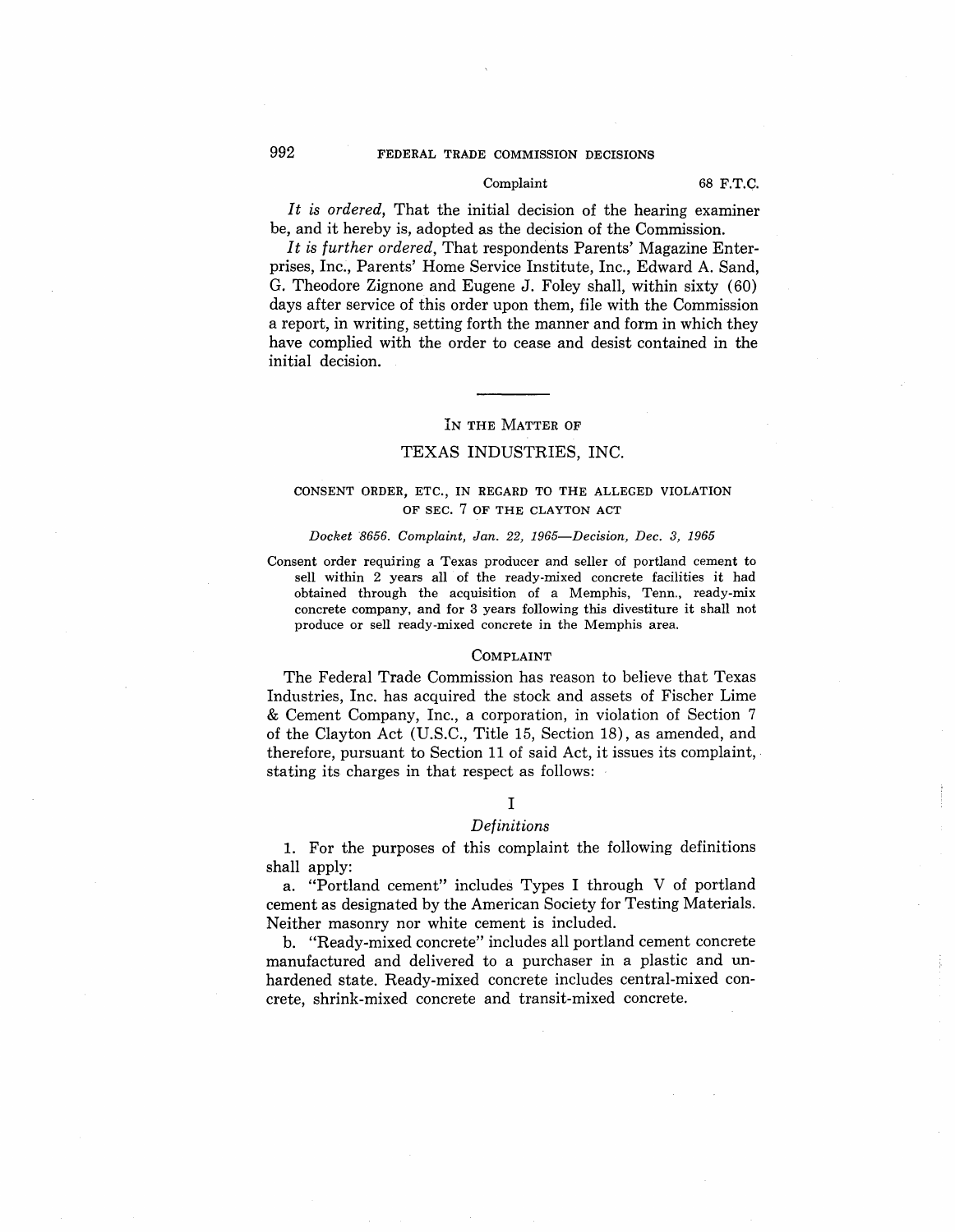*It is ordered*, That the initial decision of the hearing examiner be, and it hereby is, adopted as the decision of the Commission.

*It is further ordered*, That respondents Parents' Magazine Enterprises, Inc., Parents' Home Service Institute, Inc., Edward A. Sand, G. Theodore Zignone and Eugene J. Foley shall, within sixty (60) days after service of this order upon them, file with the Commission a report, in writing, setting forth the manner and form in which they have complied with the order to cease and desist contained in the initial decision.

---

IN THE MATTER OF

# TEXAS INDUSTRIES, INC.

CONSENT ORDER, ETC., IN REGARD TO THE ALLEGED VIOLATION OF SEC. 7 OF THE CLAYTON ACT

*Docket 8656. Complaint, Jan. 22, 1965—Decision, Dec. 3, 1965*

Consent order requiring a Texas producer and seller of portland cement to sell within 2 years all of the ready-mixed concrete facilities it had obtained through the acquisition of a Memphis, Tenn., ready-mix concrete company, and for 3 years following this divestiture it shall not produce or sell ready-mixed concrete in the Memphis area.

## COMPLAINT

The Federal Trade Commission has reason to believe that Texas Industries, Inc. has acquired the stock and assets of Fischer Lime & Cement Company, Inc., a corporation, in violation of Section 7 of the Clayton Act (U.S.C., Title 15, Section 18), as amended, and therefore, pursuant to Section 11 of said Act, it issues its complaint, stating its charges in that respect as follows:

### I

### *Definitions*

1. For the purposes of this complaint the following definitions shall apply:

a. "Portland cement" includes Types I through V of portland cement as designated by the American Society for Testing Materials. Neither masonry nor white cement is included.

b. "Ready-mixed concrete" includes all portland cement concrete manufactured and delivered to a purchaser in a plastic and unhardened state. Ready-mixed concrete includes central-mixed concrete, shrink-mixed concrete and transit-mixed concrete.